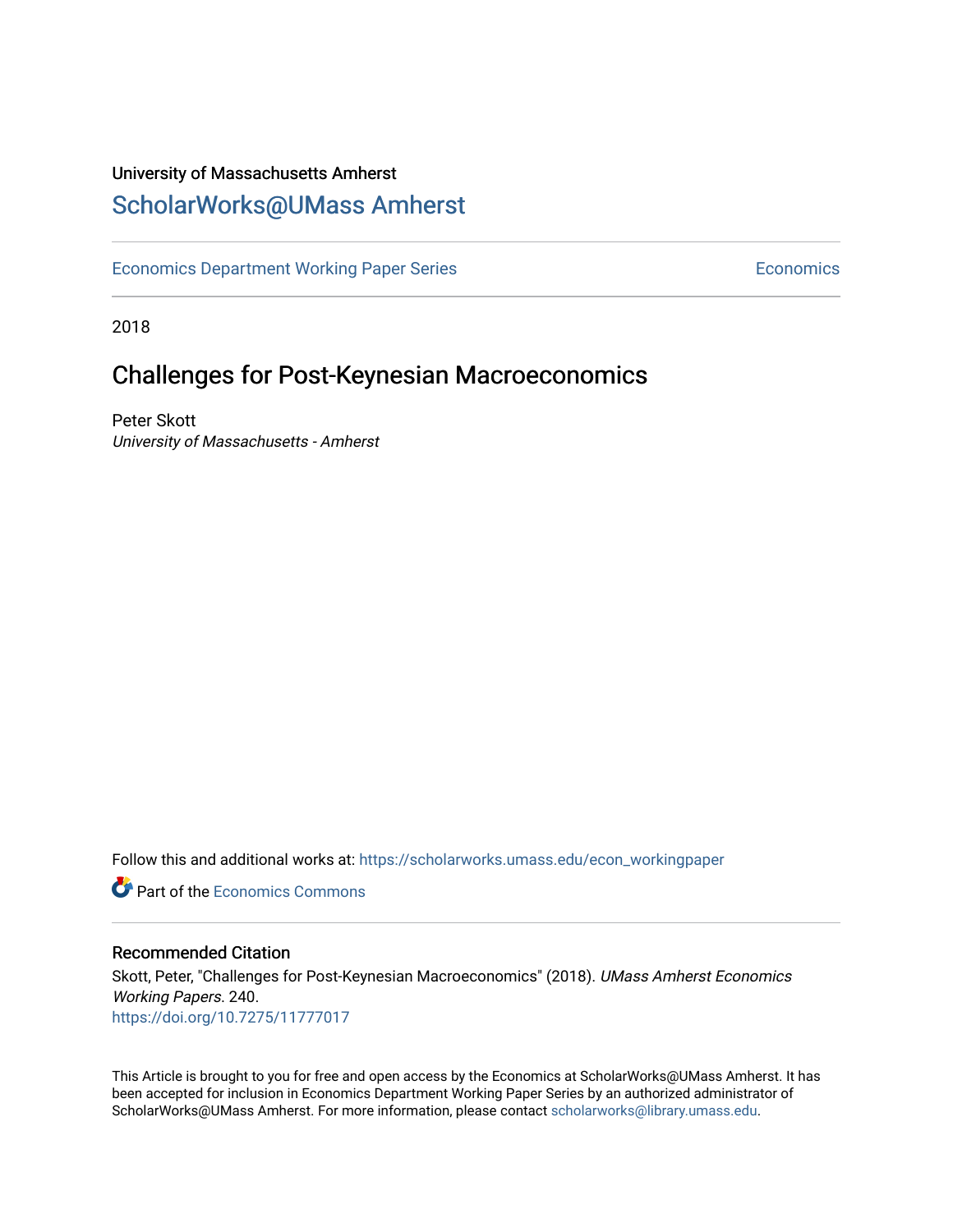University of Massachusetts Amherst

# ScholarWorks@UMass Amherst

Economics Department Working Paper Series | Economics

2018

## Challenges for Post-Keynesian Macroeconomics

Peter Skott

*University of Massachusetts - Amherst*

Follow this and additional works at: https://scholarworks.umass.edu/econ_workingpaper

Part of the Economics Commons

### Recommended Citation

Skott, Peter, "Challenges for Post-Keynesian Macroeconomics" (2018). *UMass Amherst Economics Working Papers*. 240.
https://doi.org/10.7275/11777017

This Article is brought to you for free and open access by the Economics at ScholarWorks@UMass Amherst. It has been accepted for inclusion in Economics Department Working Paper Series by an authorized administrator of ScholarWorks@UMass Amherst. For more information, please contact scholarworks@library.umass.edu.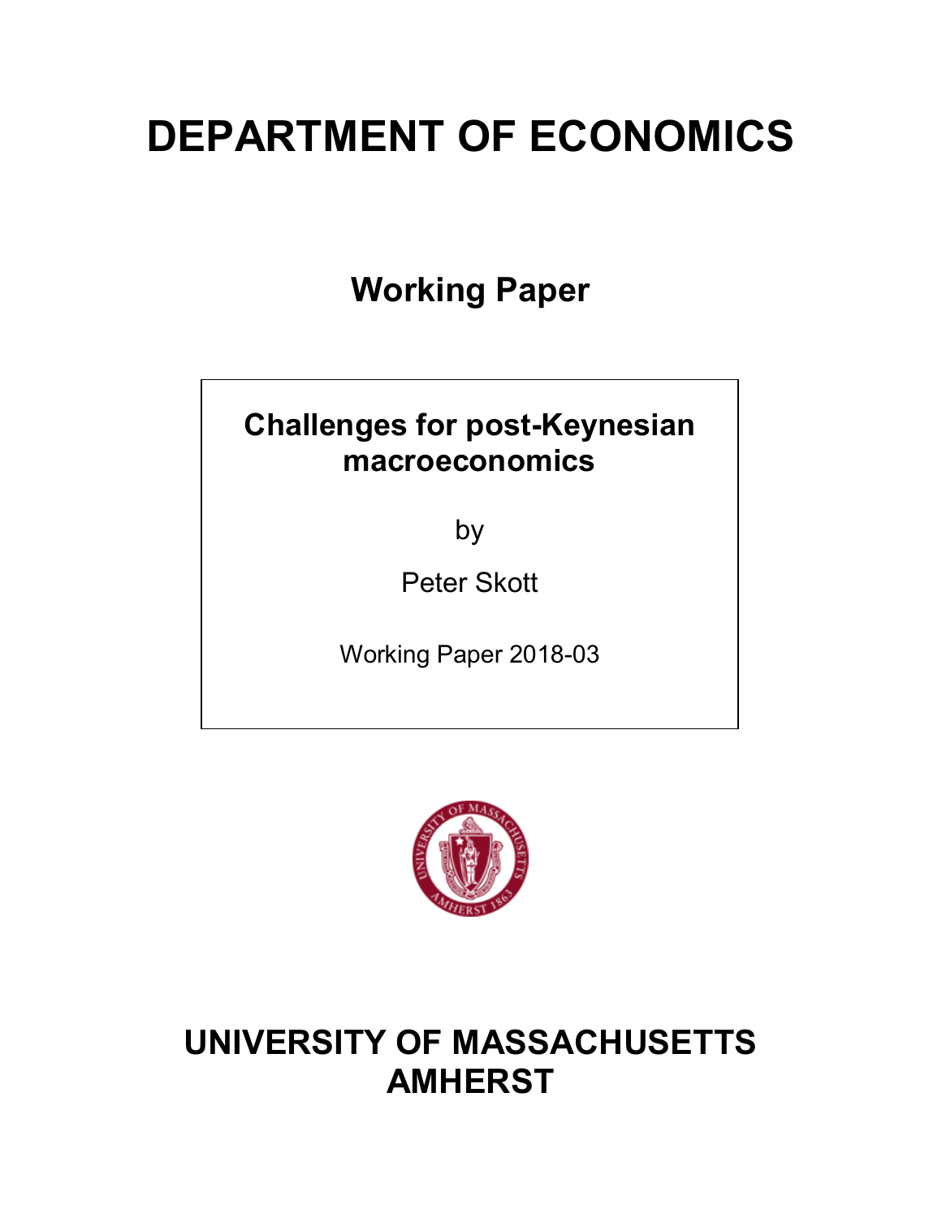# DEPARTMENT OF ECONOMICS

## Working Paper

**Challenges for post-Keynesian macroeconomics**

by

Peter Skott

Working Paper 2018-03

# UNIVERSITY OF MASSACHUSETTS AMHERST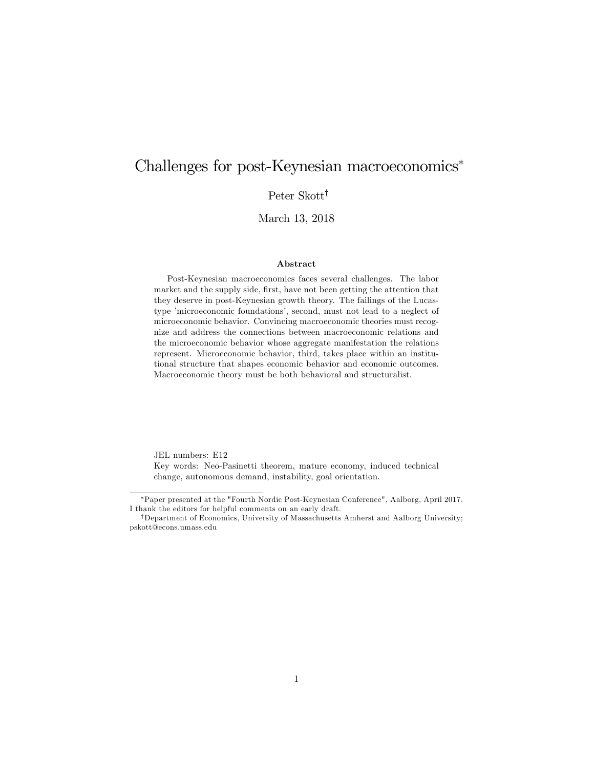# Challenges for post-Keynesian macroeconomics*

Peter Skott†

March 13, 2018

## Abstract

Post-Keynesian macroeconomics faces several challenges. The labor market and the supply side, first, have not been getting the attention that they deserve in post-Keynesian growth theory. The failings of the Lucas-type 'microeconomic foundations', second, must not lead to a neglect of microeconomic behavior. Convincing macroeconomic theories must recognize and address the connections between macroeconomic relations and the microeconomic behavior whose aggregate manifestation the relations represent. Microeconomic behavior, third, takes place within an institutional structure that shapes economic behavior and economic outcomes. Macroeconomic theory must be both behavioral and structuralist.

JEL numbers: E12

Key words: Neo-Pasinetti theorem, mature economy, induced technical change, autonomous demand, instability, goal orientation.

---

*Paper presented at the "Fourth Nordic Post-Keynesian Conference", Aalborg, April 2017. I thank the editors for helpful comments on an early draft.

†Department of Economics, University of Massachusetts Amherst and Aalborg University; pskott@econs.umass.edu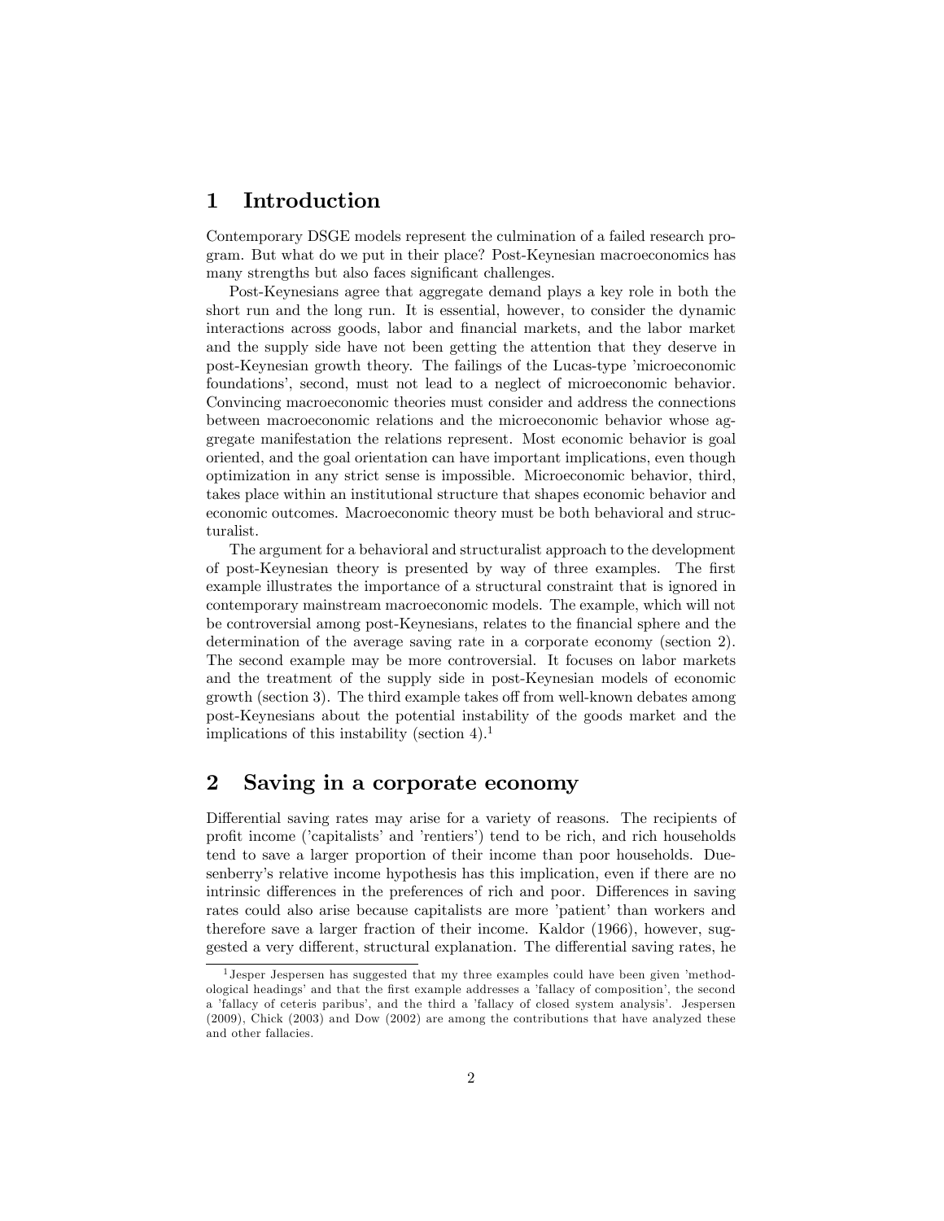## 1 Introduction

Contemporary DSGE models represent the culmination of a failed research program. But what do we put in their place? Post-Keynesian macroeconomics has many strengths but also faces significant challenges.

Post-Keynesians agree that aggregate demand plays a key role in both the short run and the long run. It is essential, however, to consider the dynamic interactions across goods, labor and financial markets, and the labor market and the supply side have not been getting the attention that they deserve in post-Keynesian growth theory. The failings of the Lucas-type 'microeconomic foundations', second, must not lead to a neglect of microeconomic behavior. Convincing macroeconomic theories must consider and address the connections between macroeconomic relations and the microeconomic behavior whose aggregate manifestation the relations represent. Most economic behavior is goal oriented, and the goal orientation can have important implications, even though optimization in any strict sense is impossible. Microeconomic behavior, third, takes place within an institutional structure that shapes economic behavior and economic outcomes. Macroeconomic theory must be both behavioral and structuralist.

The argument for a behavioral and structuralist approach to the development of post-Keynesian theory is presented by way of three examples. The first example illustrates the importance of a structural constraint that is ignored in contemporary mainstream macroeconomic models. The example, which will not be controversial among post-Keynesians, relates to the financial sphere and the determination of the average saving rate in a corporate economy (section 2). The second example may be more controversial. It focuses on labor markets and the treatment of the supply side in post-Keynesian models of economic growth (section 3). The third example takes off from well-known debates among post-Keynesians about the potential instability of the goods market and the implications of this instability (section 4).[1]

## 2 Saving in a corporate economy

Differential saving rates may arise for a variety of reasons. The recipients of profit income ('capitalists' and 'rentiers') tend to be rich, and rich households tend to save a larger proportion of their income than poor households. Duesenberry's relative income hypothesis has this implication, even if there are no intrinsic differences in the preferences of rich and poor. Differences in saving rates could also arise because capitalists are more 'patient' than workers and therefore save a larger fraction of their income. Kaldor (1966), however, suggested a very different, structural explanation. The differential saving rates, he

[1] Jesper Jespersen has suggested that my three examples could have been given 'methodological headings' and that the first example addresses a 'fallacy of composition', the second a 'fallacy of ceteris paribus', and the third a 'fallacy of closed system analysis'. Jespersen (2009), Chick (2003) and Dow (2002) are among the contributions that have analyzed these and other fallacies.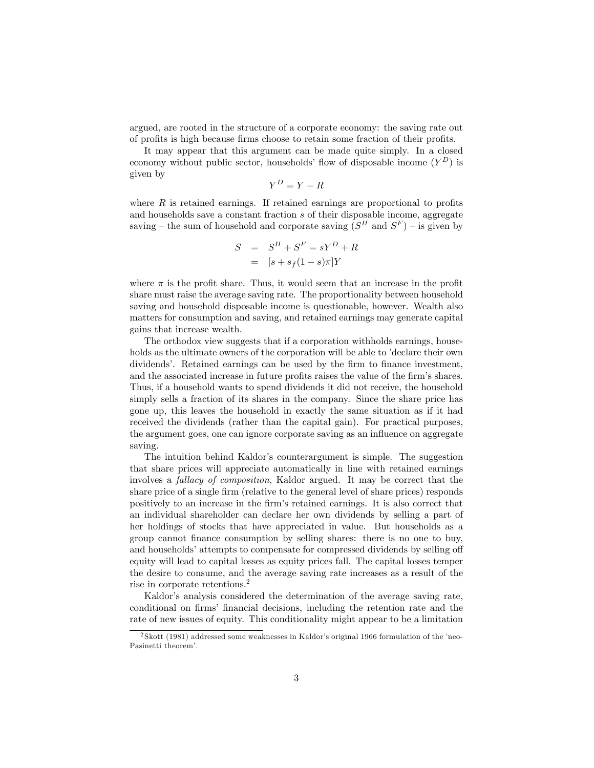argued, are rooted in the structure of a corporate economy: the saving rate out of profits is high because firms choose to retain some fraction of their profits.

It may appear that this argument can be made quite simply. In a closed economy without public sector, households' flow of disposable income ($Y^D$) is given by

$$Y^D = Y - R$$

where $R$ is retained earnings. If retained earnings are proportional to profits and households save a constant fraction $s$ of their disposable income, aggregate saving – the sum of household and corporate saving ($S^H$ and $S^F$) – is given by

$$\begin{aligned} S &= S^H + S^F = sY^D + R \\ &= [s + s_f(1-s)\pi]Y \end{aligned}$$

where $\pi$ is the profit share. Thus, it would seem that an increase in the profit share must raise the average saving rate. The proportionality between household saving and household disposable income is questionable, however. Wealth also matters for consumption and saving, and retained earnings may generate capital gains that increase wealth.

The orthodox view suggests that if a corporation withholds earnings, households as the ultimate owners of the corporation will be able to 'declare their own dividends'. Retained earnings can be used by the firm to finance investment, and the associated increase in future profits raises the value of the firm's shares. Thus, if a household wants to spend dividends it did not receive, the household simply sells a fraction of its shares in the company. Since the share price has gone up, this leaves the household in exactly the same situation as if it had received the dividends (rather than the capital gain). For practical purposes, the argument goes, one can ignore corporate saving as an influence on aggregate saving.

The intuition behind Kaldor's counterargument is simple. The suggestion that share prices will appreciate automatically in line with retained earnings involves a *fallacy of composition*, Kaldor argued. It may be correct that the share price of a single firm (relative to the general level of share prices) responds positively to an increase in the firm's retained earnings. It is also correct that an individual shareholder can declare her own dividends by selling a part of her holdings of stocks that have appreciated in value. But households as a group cannot finance consumption by selling shares: there is no one to buy, and households' attempts to compensate for compressed dividends by selling off equity will lead to capital losses as equity prices fall. The capital losses temper the desire to consume, and the average saving rate increases as a result of the rise in corporate retentions.[2]

Kaldor's analysis considered the determination of the average saving rate, conditional on firms' financial decisions, including the retention rate and the rate of new issues of equity. This conditionality might appear to be a limitation

[2] Skott (1981) addressed some weaknesses in Kaldor's original 1966 formulation of the 'neo-Pasinetti theorem'.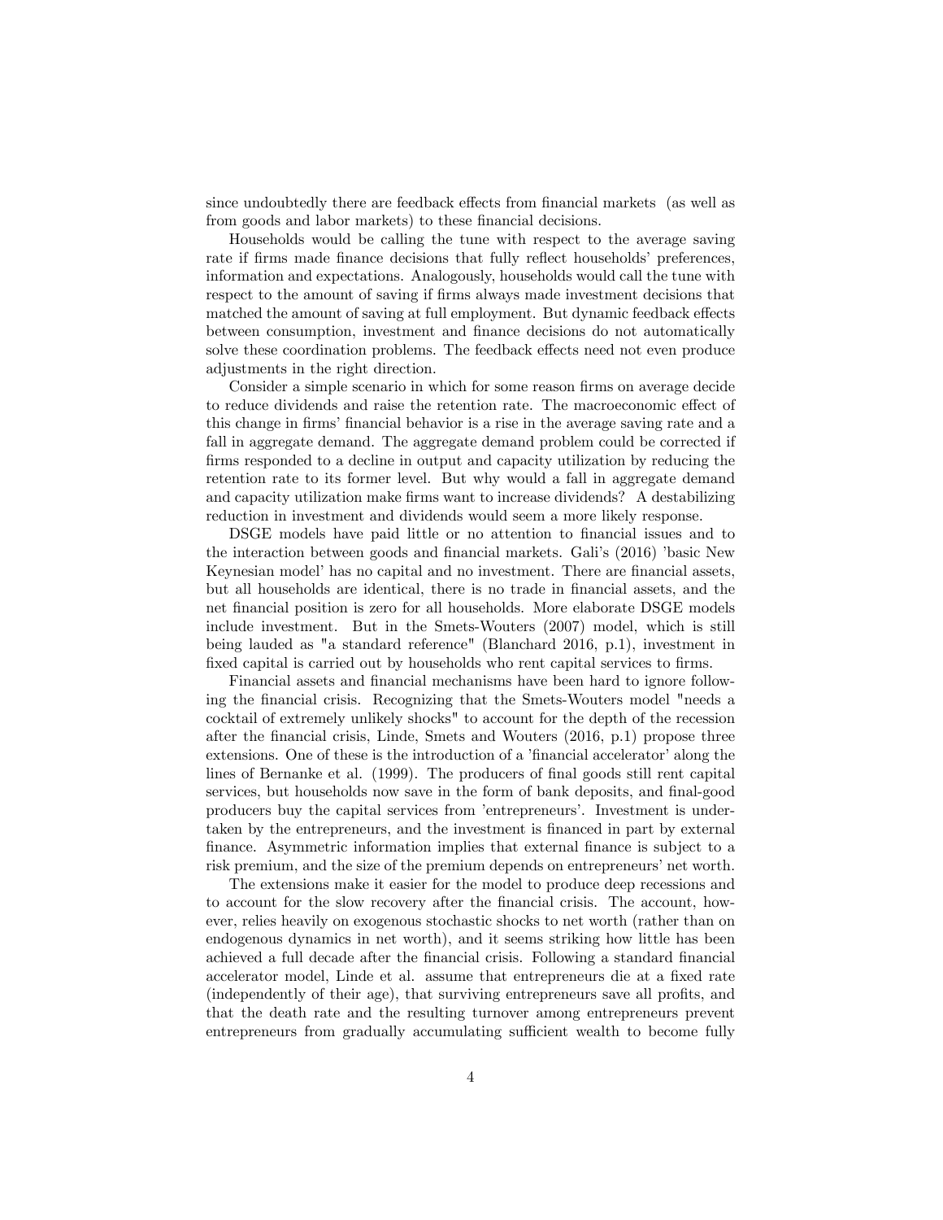since undoubtedly there are feedback effects from financial markets (as well as from goods and labor markets) to these financial decisions.

Households would be calling the tune with respect to the average saving rate if firms made finance decisions that fully reflect households' preferences, information and expectations. Analogously, households would call the tune with respect to the amount of saving if firms always made investment decisions that matched the amount of saving at full employment. But dynamic feedback effects between consumption, investment and finance decisions do not automatically solve these coordination problems. The feedback effects need not even produce adjustments in the right direction.

Consider a simple scenario in which for some reason firms on average decide to reduce dividends and raise the retention rate. The macroeconomic effect of this change in firms' financial behavior is a rise in the average saving rate and a fall in aggregate demand. The aggregate demand problem could be corrected if firms responded to a decline in output and capacity utilization by reducing the retention rate to its former level. But why would a fall in aggregate demand and capacity utilization make firms want to increase dividends? A destabilizing reduction in investment and dividends would seem a more likely response.

DSGE models have paid little or no attention to financial issues and to the interaction between goods and financial markets. Gali's (2016) 'basic New Keynesian model' has no capital and no investment. There are financial assets, but all households are identical, there is no trade in financial assets, and the net financial position is zero for all households. More elaborate DSGE models include investment. But in the Smets-Wouters (2007) model, which is still being lauded as "a standard reference" (Blanchard 2016, p.1), investment in fixed capital is carried out by households who rent capital services to firms.

Financial assets and financial mechanisms have been hard to ignore following the financial crisis. Recognizing that the Smets-Wouters model "needs a cocktail of extremely unlikely shocks" to account for the depth of the recession after the financial crisis, Linde, Smets and Wouters (2016, p.1) propose three extensions. One of these is the introduction of a 'financial accelerator' along the lines of Bernanke et al. (1999). The producers of final goods still rent capital services, but households now save in the form of bank deposits, and final-good producers buy the capital services from 'entrepreneurs'. Investment is undertaken by the entrepreneurs, and the investment is financed in part by external finance. Asymmetric information implies that external finance is subject to a risk premium, and the size of the premium depends on entrepreneurs' net worth.

The extensions make it easier for the model to produce deep recessions and to account for the slow recovery after the financial crisis. The account, however, relies heavily on exogenous stochastic shocks to net worth (rather than on endogenous dynamics in net worth), and it seems striking how little has been achieved a full decade after the financial crisis. Following a standard financial accelerator model, Linde et al. assume that entrepreneurs die at a fixed rate (independently of their age), that surviving entrepreneurs save all profits, and that the death rate and the resulting turnover among entrepreneurs prevent entrepreneurs from gradually accumulating sufficient wealth to become fully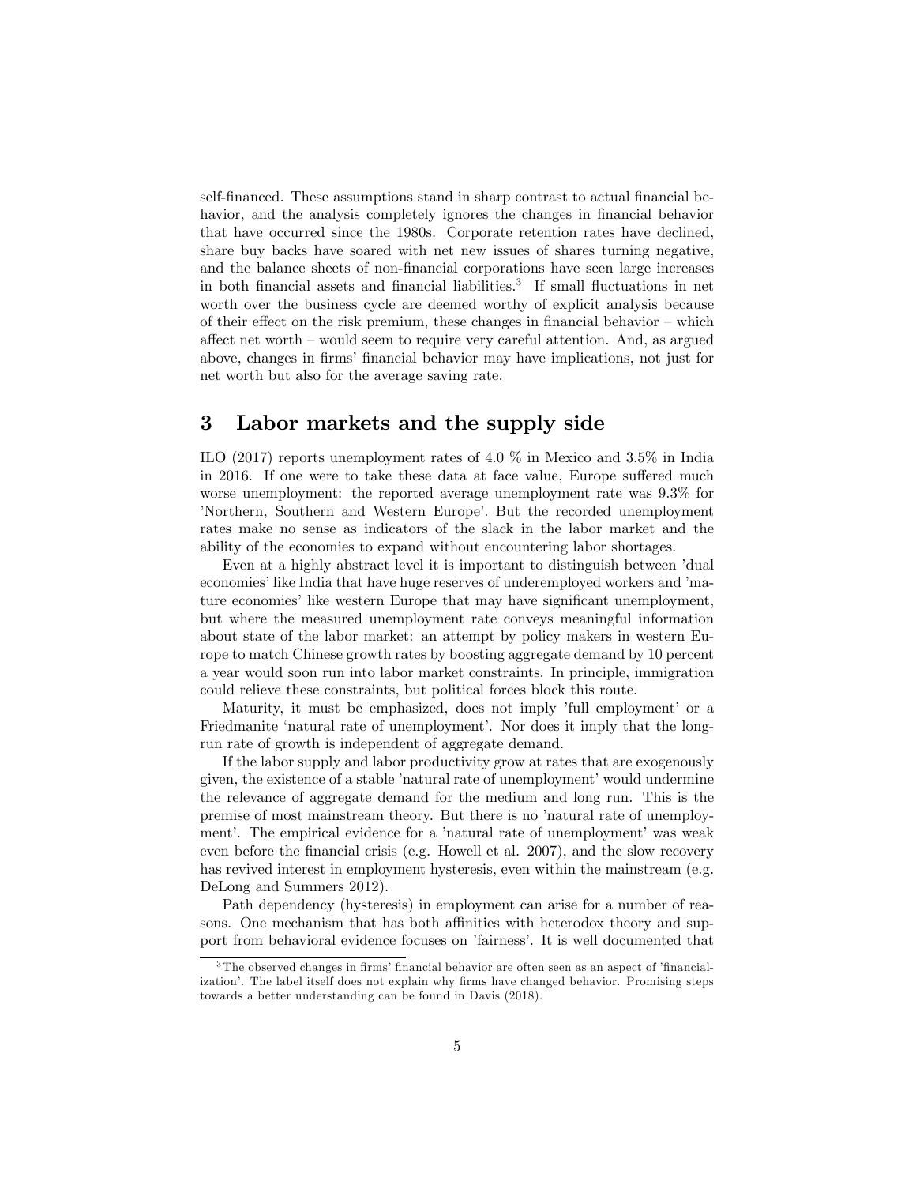self-financed. These assumptions stand in sharp contrast to actual financial behavior, and the analysis completely ignores the changes in financial behavior that have occurred since the 1980s. Corporate retention rates have declined, share buy backs have soared with net new issues of shares turning negative, and the balance sheets of non-financial corporations have seen large increases in both financial assets and financial liabilities.[3] If small fluctuations in net worth over the business cycle are deemed worthy of explicit analysis because of their effect on the risk premium, these changes in financial behavior – which affect net worth – would seem to require very careful attention. And, as argued above, changes in firms' financial behavior may have implications, not just for net worth but also for the average saving rate.

## 3 Labor markets and the supply side

ILO (2017) reports unemployment rates of 4.0 % in Mexico and 3.5% in India in 2016. If one were to take these data at face value, Europe suffered much worse unemployment: the reported average unemployment rate was 9.3% for 'Northern, Southern and Western Europe'. But the recorded unemployment rates make no sense as indicators of the slack in the labor market and the ability of the economies to expand without encountering labor shortages.

Even at a highly abstract level it is important to distinguish between 'dual economies' like India that have huge reserves of underemployed workers and 'mature economies' like western Europe that may have significant unemployment, but where the measured unemployment rate conveys meaningful information about state of the labor market: an attempt by policy makers in western Europe to match Chinese growth rates by boosting aggregate demand by 10 percent a year would soon run into labor market constraints. In principle, immigration could relieve these constraints, but political forces block this route.

Maturity, it must be emphasized, does not imply 'full employment' or a Friedmanite 'natural rate of unemployment'. Nor does it imply that the long-run rate of growth is independent of aggregate demand.

If the labor supply and labor productivity grow at rates that are exogenously given, the existence of a stable 'natural rate of unemployment' would undermine the relevance of aggregate demand for the medium and long run. This is the premise of most mainstream theory. But there is no 'natural rate of unemployment'. The empirical evidence for a 'natural rate of unemployment' was weak even before the financial crisis (e.g. Howell et al. 2007), and the slow recovery has revived interest in employment hysteresis, even within the mainstream (e.g. DeLong and Summers 2012).

Path dependency (hysteresis) in employment can arise for a number of reasons. One mechanism that has both affinities with heterodox theory and support from behavioral evidence focuses on 'fairness'. It is well documented that

[3] The observed changes in firms' financial behavior are often seen as an aspect of 'financialization'. The label itself does not explain why firms have changed behavior. Promising steps towards a better understanding can be found in Davis (2018).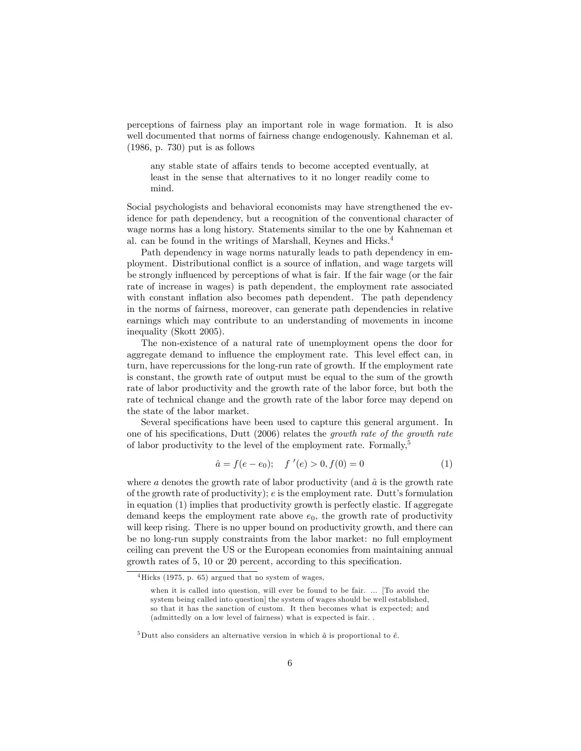perceptions of fairness play an important role in wage formation. It is also well documented that norms of fairness change endogenously. Kahneman et al. (1986, p. 730) put is as follows

> any stable state of affairs tends to become accepted eventually, at least in the sense that alternatives to it no longer readily come to mind.

Social psychologists and behavioral economists may have strengthened the evidence for path dependency, but a recognition of the conventional character of wage norms has a long history. Statements similar to the one by Kahneman et al. can be found in the writings of Marshall, Keynes and Hicks.[4]

Path dependency in wage norms naturally leads to path dependency in employment. Distributional conflict is a source of inflation, and wage targets will be strongly influenced by perceptions of what is fair. If the fair wage (or the fair rate of increase in wages) is path dependent, the employment rate associated with constant inflation also becomes path dependent. The path dependency in the norms of fairness, moreover, can generate path dependencies in relative earnings which may contribute to an understanding of movements in income inequality (Skott 2005).

The non-existence of a natural rate of unemployment opens the door for aggregate demand to influence the employment rate. This level effect can, in turn, have repercussions for the long-run rate of growth. If the employment rate is constant, the growth rate of output must be equal to the sum of the growth rate of labor productivity and the growth rate of the labor force, but both the rate of technical change and the growth rate of the labor force may depend on the state of the labor market.

Several specifications have been used to capture this general argument. In one of his specifications, Dutt (2006) relates the *growth rate of the growth rate* of labor productivity to the level of the employment rate. Formally,[5]

$$\hat{a} = f(e - e_0); \quad f'(e) > 0, f(0) = 0 \tag{1}$$

where $a$ denotes the growth rate of labor productivity (and $\hat{a}$ is the growth rate of the growth rate of productivity); $e$ is the employment rate. Dutt's formulation in equation (1) implies that productivity growth is perfectly elastic. If aggregate demand keeps the employment rate above $e_0$, the growth rate of productivity will keep rising. There is no upper bound on productivity growth, and there can be no long-run supply constraints from the labor market: no full employment ceiling can prevent the US or the European economies from maintaining annual growth rates of 5, 10 or 20 percent, according to this specification.

---

[4] Hicks (1975, p. 65) argued that no system of wages,

> when it is called into question, will ever be found to be fair. ... [To avoid the system being called into question] the system of wages should be well established, so that it has the sanction of custom. It then becomes what is expected; and (admittedly on a low level of fairness) what is expected is fair. .

[5] Dutt also considers an alternative version in which $\hat{a}$ is proportional to $\hat{e}$.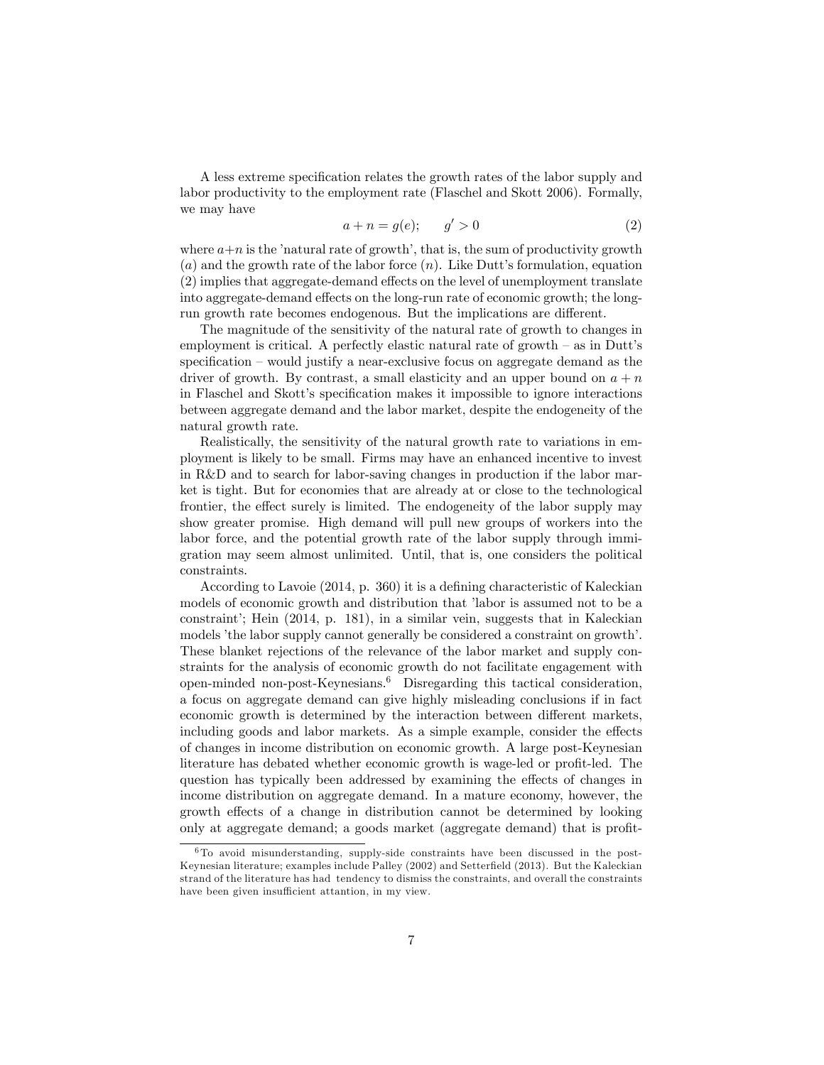A less extreme specification relates the growth rates of the labor supply and labor productivity to the employment rate (Flaschel and Skott 2006). Formally, we may have

$$a + n = g(e); \qquad g' > 0 \tag{2}$$

where $a+n$ is the 'natural rate of growth', that is, the sum of productivity growth ($a$) and the growth rate of the labor force ($n$). Like Dutt's formulation, equation (2) implies that aggregate-demand effects on the level of unemployment translate into aggregate-demand effects on the long-run rate of economic growth; the long-run growth rate becomes endogenous. But the implications are different.

The magnitude of the sensitivity of the natural rate of growth to changes in employment is critical. A perfectly elastic natural rate of growth – as in Dutt's specification – would justify a near-exclusive focus on aggregate demand as the driver of growth. By contrast, a small elasticity and an upper bound on $a + n$ in Flaschel and Skott's specification makes it impossible to ignore interactions between aggregate demand and the labor market, despite the endogeneity of the natural growth rate.

Realistically, the sensitivity of the natural growth rate to variations in employment is likely to be small. Firms may have an enhanced incentive to invest in R&D and to search for labor-saving changes in production if the labor market is tight. But for economies that are already at or close to the technological frontier, the effect surely is limited. The endogeneity of the labor supply may show greater promise. High demand will pull new groups of workers into the labor force, and the potential growth rate of the labor supply through immigration may seem almost unlimited. Until, that is, one considers the political constraints.

According to Lavoie (2014, p. 360) it is a defining characteristic of Kaleckian models of economic growth and distribution that 'labor is assumed not to be a constraint'; Hein (2014, p. 181), in a similar vein, suggests that in Kaleckian models 'the labor supply cannot generally be considered a constraint on growth'. These blanket rejections of the relevance of the labor market and supply constraints for the analysis of economic growth do not facilitate engagement with open-minded non-post-Keynesians.[6] Disregarding this tactical consideration, a focus on aggregate demand can give highly misleading conclusions if in fact economic growth is determined by the interaction between different markets, including goods and labor markets. As a simple example, consider the effects of changes in income distribution on economic growth. A large post-Keynesian literature has debated whether economic growth is wage-led or profit-led. The question has typically been addressed by examining the effects of changes in income distribution on aggregate demand. In a mature economy, however, the growth effects of a change in distribution cannot be determined by looking only at aggregate demand; a goods market (aggregate demand) that is profit-

[6] To avoid misunderstanding, supply-side constraints have been discussed in the post-Keynesian literature; examples include Palley (2002) and Setterfield (2013). But the Kaleckian strand of the literature has had tendency to dismiss the constraints, and overall the constraints have been given insufficient attantion, in my view.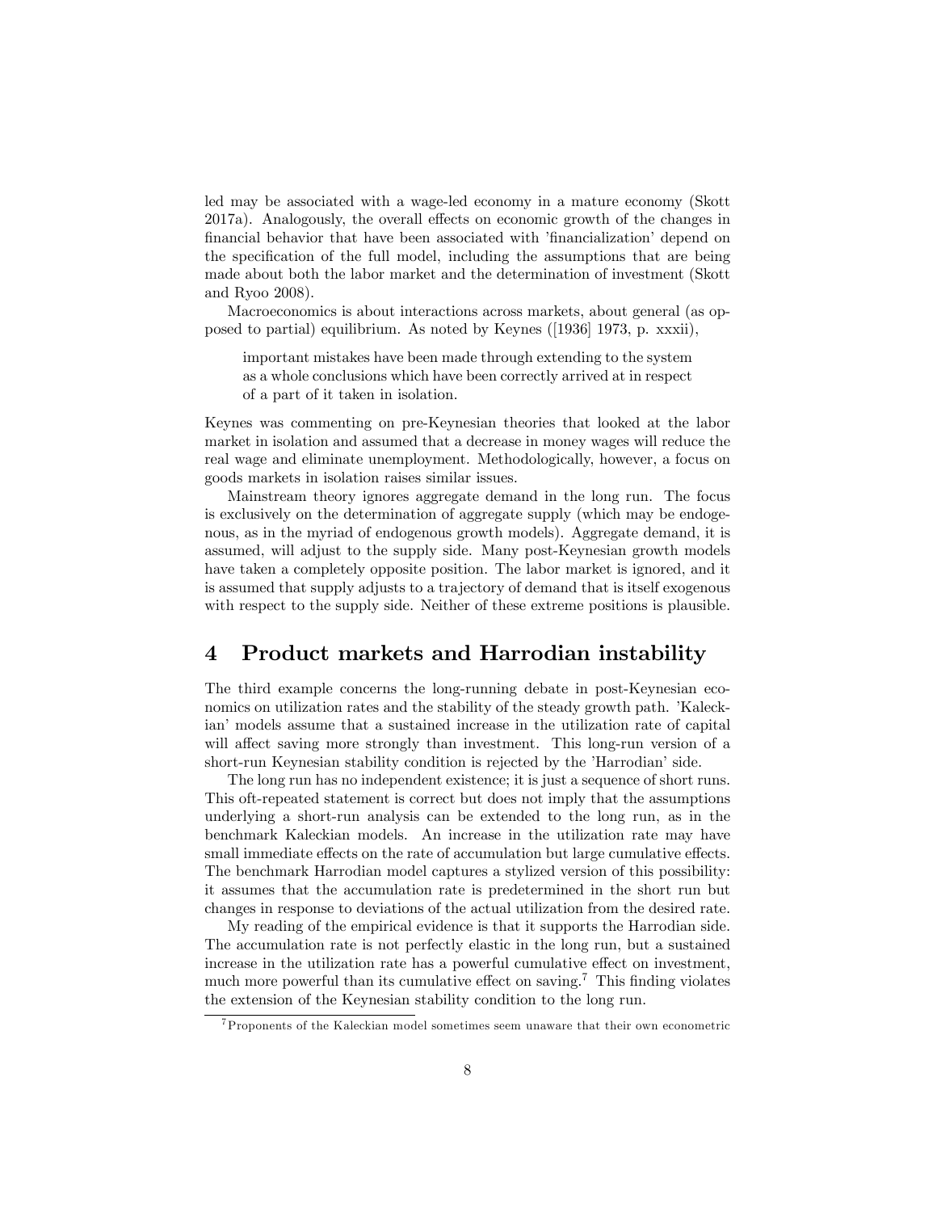led may be associated with a wage-led economy in a mature economy (Skott 2017a). Analogously, the overall effects on economic growth of the changes in financial behavior that have been associated with 'financialization' depend on the specification of the full model, including the assumptions that are being made about both the labor market and the determination of investment (Skott and Ryoo 2008).

Macroeconomics is about interactions across markets, about general (as opposed to partial) equilibrium. As noted by Keynes ([1936] 1973, p. xxxii),

> important mistakes have been made through extending to the system as a whole conclusions which have been correctly arrived at in respect of a part of it taken in isolation.

Keynes was commenting on pre-Keynesian theories that looked at the labor market in isolation and assumed that a decrease in money wages will reduce the real wage and eliminate unemployment. Methodologically, however, a focus on goods markets in isolation raises similar issues.

Mainstream theory ignores aggregate demand in the long run. The focus is exclusively on the determination of aggregate supply (which may be endogenous, as in the myriad of endogenous growth models). Aggregate demand, it is assumed, will adjust to the supply side. Many post-Keynesian growth models have taken a completely opposite position. The labor market is ignored, and it is assumed that supply adjusts to a trajectory of demand that is itself exogenous with respect to the supply side. Neither of these extreme positions is plausible.

## 4 Product markets and Harrodian instability

The third example concerns the long-running debate in post-Keynesian economics on utilization rates and the stability of the steady growth path. 'Kaleckian' models assume that a sustained increase in the utilization rate of capital will affect saving more strongly than investment. This long-run version of a short-run Keynesian stability condition is rejected by the 'Harrodian' side.

The long run has no independent existence; it is just a sequence of short runs. This oft-repeated statement is correct but does not imply that the assumptions underlying a short-run analysis can be extended to the long run, as in the benchmark Kaleckian models. An increase in the utilization rate may have small immediate effects on the rate of accumulation but large cumulative effects. The benchmark Harrodian model captures a stylized version of this possibility: it assumes that the accumulation rate is predetermined in the short run but changes in response to deviations of the actual utilization from the desired rate.

My reading of the empirical evidence is that it supports the Harrodian side. The accumulation rate is not perfectly elastic in the long run, but a sustained increase in the utilization rate has a powerful cumulative effect on investment, much more powerful than its cumulative effect on saving.[7] This finding violates the extension of the Keynesian stability condition to the long run.

[7] Proponents of the Kaleckian model sometimes seem unaware that their own econometric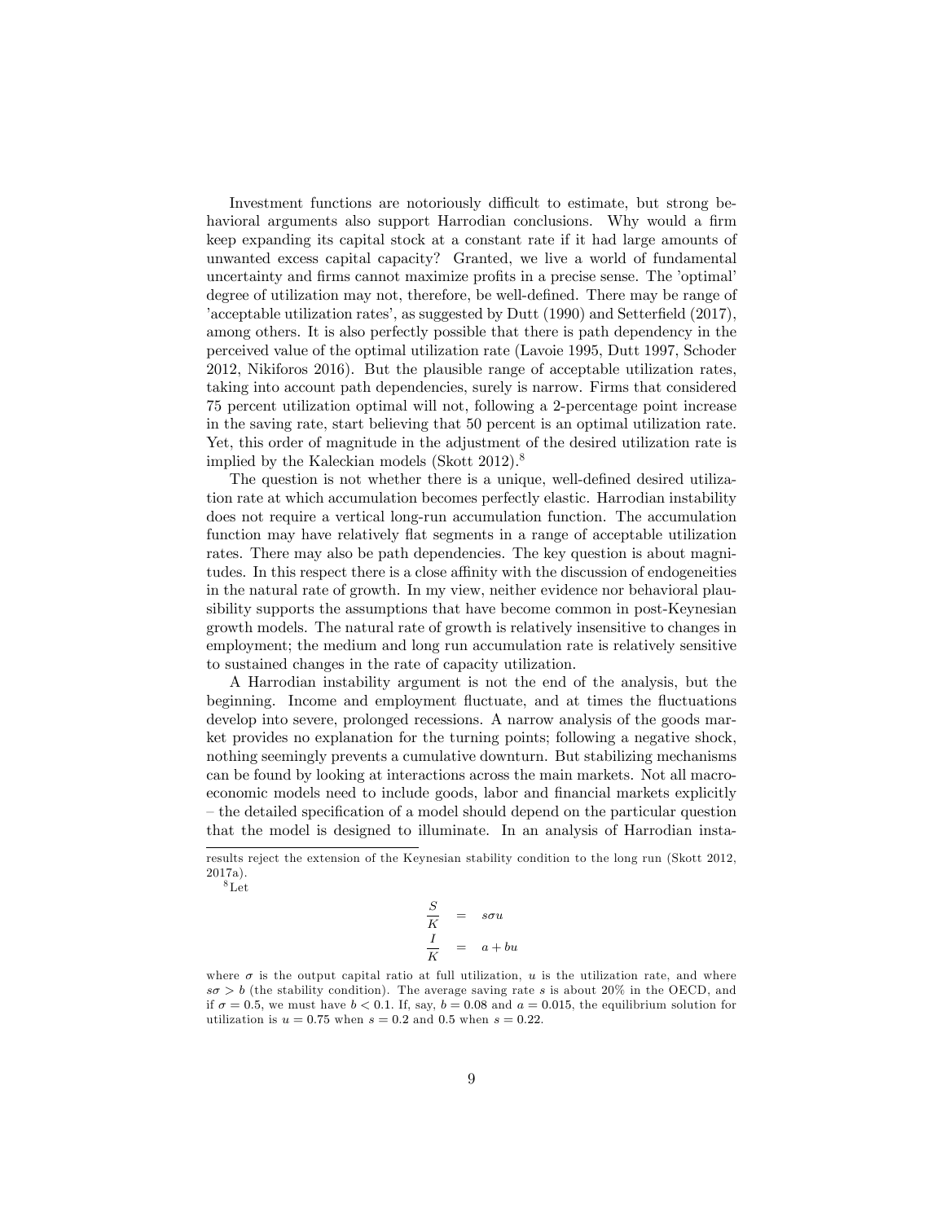Investment functions are notoriously difficult to estimate, but strong behavioral arguments also support Harrodian conclusions. Why would a firm keep expanding its capital stock at a constant rate if it had large amounts of unwanted excess capital capacity? Granted, we live a world of fundamental uncertainty and firms cannot maximize profits in a precise sense. The 'optimal' degree of utilization may not, therefore, be well-defined. There may be range of 'acceptable utilization rates', as suggested by Dutt (1990) and Setterfield (2017), among others. It is also perfectly possible that there is path dependency in the perceived value of the optimal utilization rate (Lavoie 1995, Dutt 1997, Schoder 2012, Nikiforos 2016). But the plausible range of acceptable utilization rates, taking into account path dependencies, surely is narrow. Firms that considered 75 percent utilization optimal will not, following a 2-percentage point increase in the saving rate, start believing that 50 percent is an optimal utilization rate. Yet, this order of magnitude in the adjustment of the desired utilization rate is implied by the Kaleckian models (Skott 2012).[8]

The question is not whether there is a unique, well-defined desired utilization rate at which accumulation becomes perfectly elastic. Harrodian instability does not require a vertical long-run accumulation function. The accumulation function may have relatively flat segments in a range of acceptable utilization rates. There may also be path dependencies. The key question is about magnitudes. In this respect there is a close affinity with the discussion of endogeneities in the natural rate of growth. In my view, neither evidence nor behavioral plausibility supports the assumptions that have become common in post-Keynesian growth models. The natural rate of growth is relatively insensitive to changes in employment; the medium and long run accumulation rate is relatively sensitive to sustained changes in the rate of capacity utilization.

A Harrodian instability argument is not the end of the analysis, but the beginning. Income and employment fluctuate, and at times the fluctuations develop into severe, prolonged recessions. A narrow analysis of the goods market provides no explanation for the turning points; following a negative shock, nothing seemingly prevents a cumulative downturn. But stabilizing mechanisms can be found by looking at interactions across the main markets. Not all macroeconomic models need to include goods, labor and financial markets explicitly – the detailed specification of a model should depend on the particular question that the model is designed to illuminate. In an analysis of Harrodian insta-

---

results reject the extension of the Keynesian stability condition to the long run (Skott 2012, 2017a).

[8] Let

$$\frac{S}{K} = s\sigma u$$

$$\frac{I}{K} = a + bu$$

where $\sigma$ is the output capital ratio at full utilization, $u$ is the utilization rate, and where $s\sigma > b$ (the stability condition). The average saving rate $s$ is about 20% in the OECD, and if $\sigma = 0.5$, we must have $b < 0.1$. If, say, $b = 0.08$ and $a = 0.015$, the equilibrium solution for utilization is $u = 0.75$ when $s = 0.2$ and 0.5 when $s = 0.22$.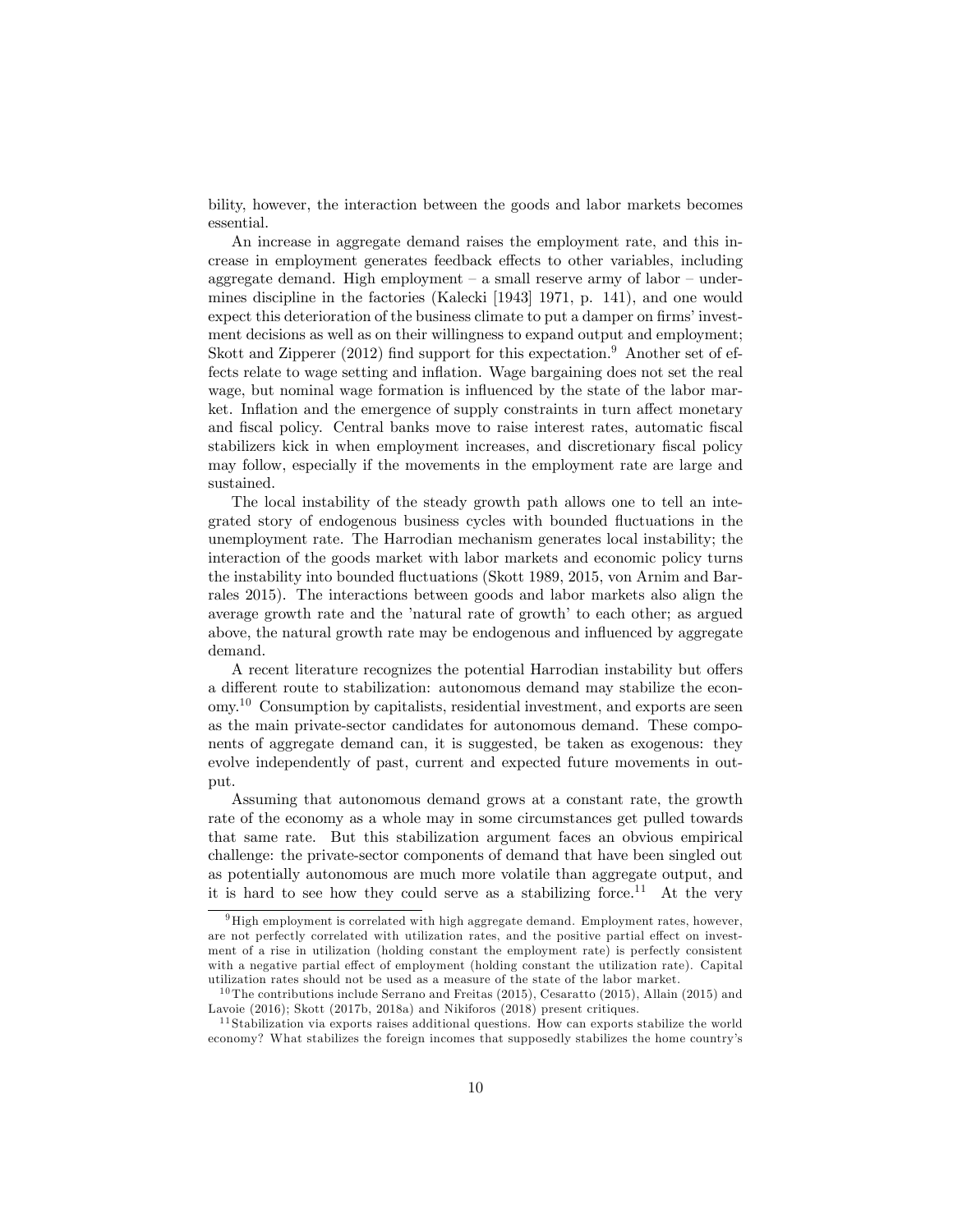bility, however, the interaction between the goods and labor markets becomes essential.

An increase in aggregate demand raises the employment rate, and this increase in employment generates feedback effects to other variables, including aggregate demand. High employment – a small reserve army of labor – undermines discipline in the factories (Kalecki [1943] 1971, p. 141), and one would expect this deterioration of the business climate to put a damper on firms' investment decisions as well as on their willingness to expand output and employment; Skott and Zipperer (2012) find support for this expectation.[9] Another set of effects relate to wage setting and inflation. Wage bargaining does not set the real wage, but nominal wage formation is influenced by the state of the labor market. Inflation and the emergence of supply constraints in turn affect monetary and fiscal policy. Central banks move to raise interest rates, automatic fiscal stabilizers kick in when employment increases, and discretionary fiscal policy may follow, especially if the movements in the employment rate are large and sustained.

The local instability of the steady growth path allows one to tell an integrated story of endogenous business cycles with bounded fluctuations in the unemployment rate. The Harrodian mechanism generates local instability; the interaction of the goods market with labor markets and economic policy turns the instability into bounded fluctuations (Skott 1989, 2015, von Arnim and Barrales 2015). The interactions between goods and labor markets also align the average growth rate and the 'natural rate of growth' to each other; as argued above, the natural growth rate may be endogenous and influenced by aggregate demand.

A recent literature recognizes the potential Harrodian instability but offers a different route to stabilization: autonomous demand may stabilize the economy.[10] Consumption by capitalists, residential investment, and exports are seen as the main private-sector candidates for autonomous demand. These components of aggregate demand can, it is suggested, be taken as exogenous: they evolve independently of past, current and expected future movements in output.

Assuming that autonomous demand grows at a constant rate, the growth rate of the economy as a whole may in some circumstances get pulled towards that same rate. But this stabilization argument faces an obvious empirical challenge: the private-sector components of demand that have been singled out as potentially autonomous are much more volatile than aggregate output, and it is hard to see how they could serve as a stabilizing force.[11] At the very

[9] High employment is correlated with high aggregate demand. Employment rates, however, are not perfectly correlated with utilization rates, and the positive partial effect on investment of a rise in utilization (holding constant the employment rate) is perfectly consistent with a negative partial effect of employment (holding constant the utilization rate). Capital utilization rates should not be used as a measure of the state of the labor market.

[10] The contributions include Serrano and Freitas (2015), Cesaratto (2015), Allain (2015) and Lavoie (2016); Skott (2017b, 2018a) and Nikiforos (2018) present critiques.

[11] Stabilization via exports raises additional questions. How can exports stabilize the world economy? What stabilizes the foreign incomes that supposedly stabilizes the home country's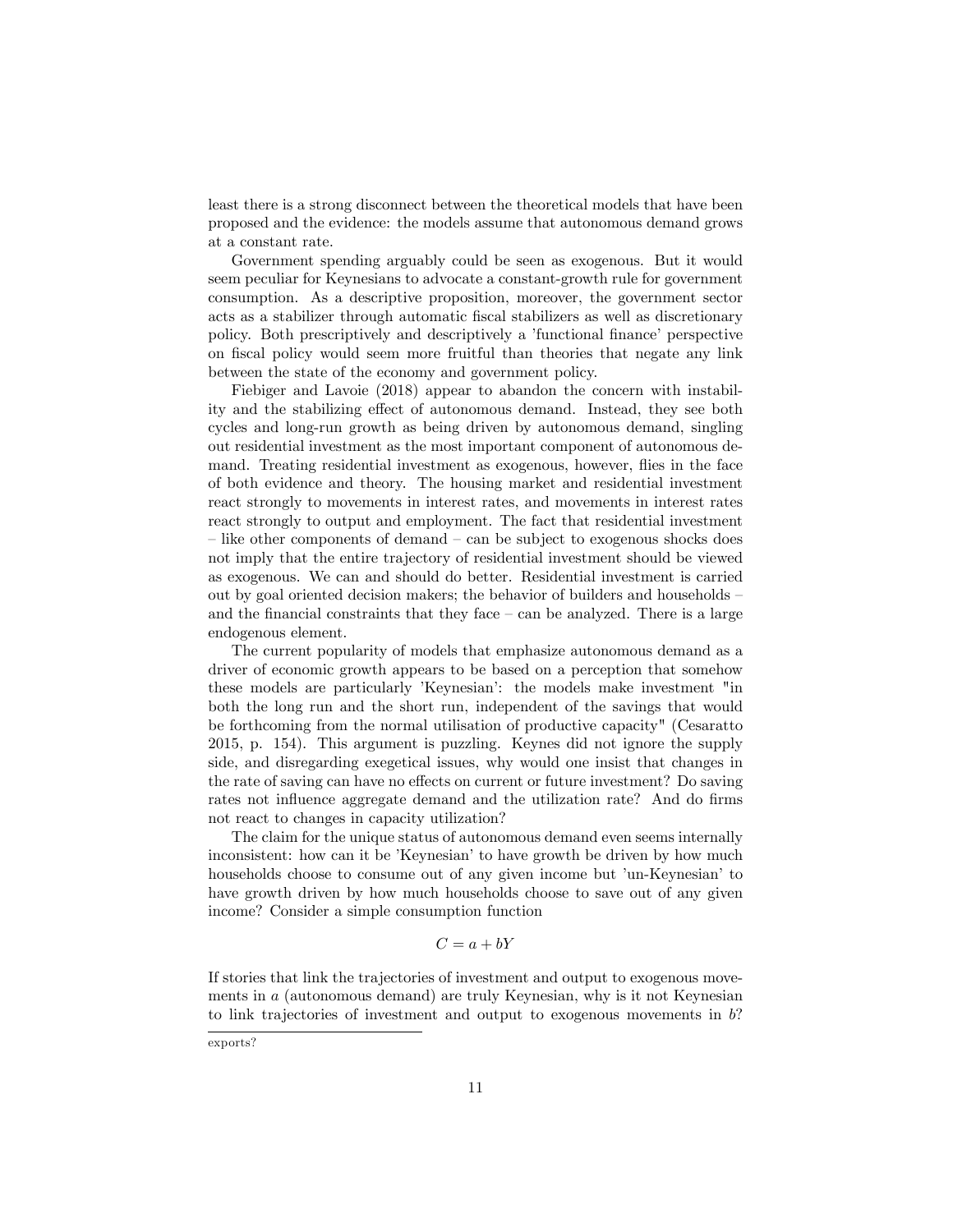least there is a strong disconnect between the theoretical models that have been proposed and the evidence: the models assume that autonomous demand grows at a constant rate.

Government spending arguably could be seen as exogenous. But it would seem peculiar for Keynesians to advocate a constant-growth rule for government consumption. As a descriptive proposition, moreover, the government sector acts as a stabilizer through automatic fiscal stabilizers as well as discretionary policy. Both prescriptively and descriptively a 'functional finance' perspective on fiscal policy would seem more fruitful than theories that negate any link between the state of the economy and government policy.

Fiebiger and Lavoie (2018) appear to abandon the concern with instability and the stabilizing effect of autonomous demand. Instead, they see both cycles and long-run growth as being driven by autonomous demand, singling out residential investment as the most important component of autonomous demand. Treating residential investment as exogenous, however, flies in the face of both evidence and theory. The housing market and residential investment react strongly to movements in interest rates, and movements in interest rates react strongly to output and employment. The fact that residential investment – like other components of demand – can be subject to exogenous shocks does not imply that the entire trajectory of residential investment should be viewed as exogenous. We can and should do better. Residential investment is carried out by goal oriented decision makers; the behavior of builders and households – and the financial constraints that they face – can be analyzed. There is a large endogenous element.

The current popularity of models that emphasize autonomous demand as a driver of economic growth appears to be based on a perception that somehow these models are particularly 'Keynesian': the models make investment "in both the long run and the short run, independent of the savings that would be forthcoming from the normal utilisation of productive capacity" (Cesaratto 2015, p. 154). This argument is puzzling. Keynes did not ignore the supply side, and disregarding exegetical issues, why would one insist that changes in the rate of saving can have no effects on current or future investment? Do saving rates not influence aggregate demand and the utilization rate? And do firms not react to changes in capacity utilization?

The claim for the unique status of autonomous demand even seems internally inconsistent: how can it be 'Keynesian' to have growth be driven by how much households choose to consume out of any given income but 'un-Keynesian' to have growth driven by how much households choose to save out of any given income? Consider a simple consumption function

$$C = a + bY$$

If stories that link the trajectories of investment and output to exogenous movements in $a$ (autonomous demand) are truly Keynesian, why is it not Keynesian to link trajectories of investment and output to exogenous movements in $b$?

exports?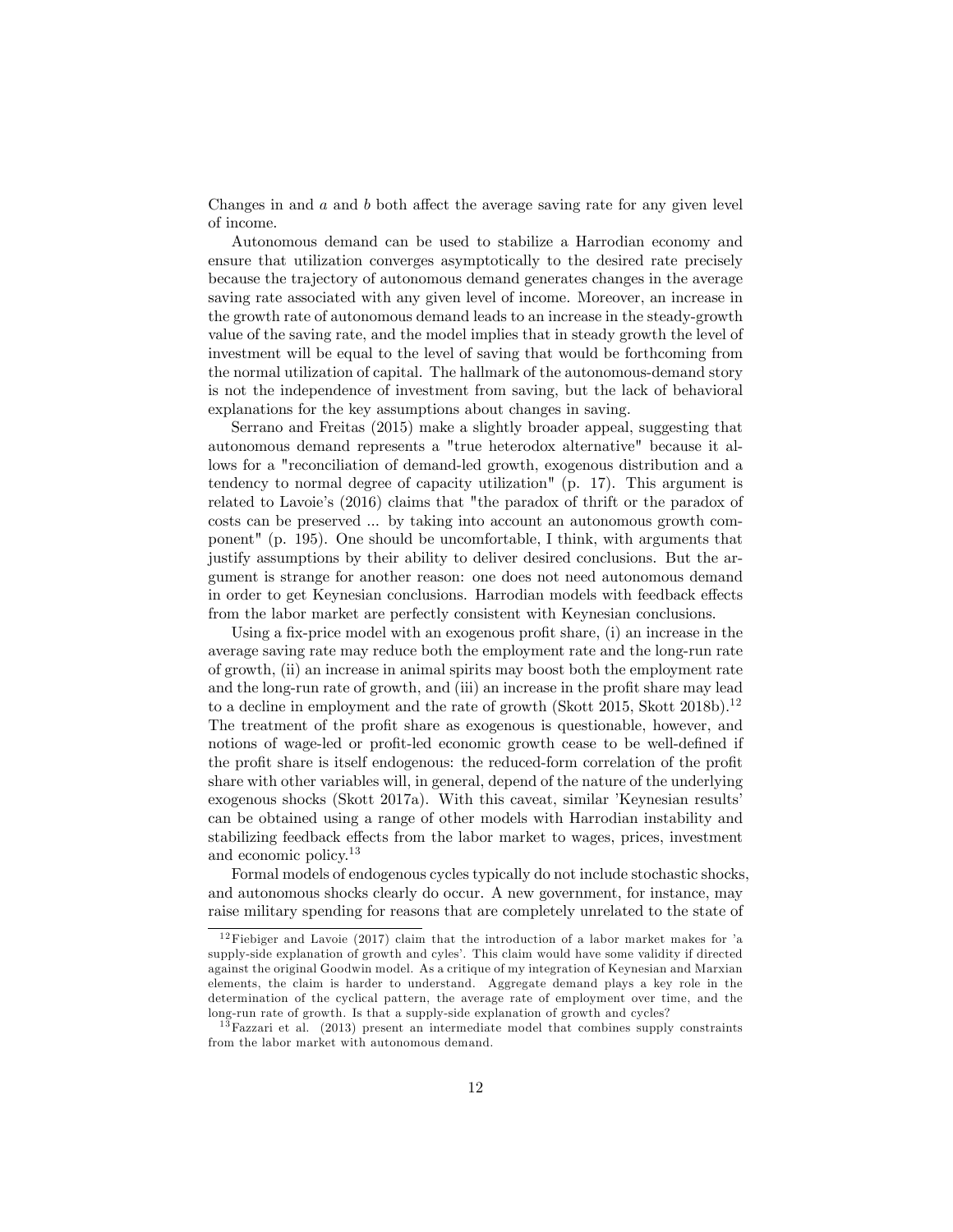Changes in and $a$ and $b$ both affect the average saving rate for any given level of income.

Autonomous demand can be used to stabilize a Harrodian economy and ensure that utilization converges asymptotically to the desired rate precisely because the trajectory of autonomous demand generates changes in the average saving rate associated with any given level of income. Moreover, an increase in the growth rate of autonomous demand leads to an increase in the steady-growth value of the saving rate, and the model implies that in steady growth the level of investment will be equal to the level of saving that would be forthcoming from the normal utilization of capital. The hallmark of the autonomous-demand story is not the independence of investment from saving, but the lack of behavioral explanations for the key assumptions about changes in saving.

Serrano and Freitas (2015) make a slightly broader appeal, suggesting that autonomous demand represents a "true heterodox alternative" because it allows for a "reconciliation of demand-led growth, exogenous distribution and a tendency to normal degree of capacity utilization" (p. 17). This argument is related to Lavoie's (2016) claims that "the paradox of thrift or the paradox of costs can be preserved ... by taking into account an autonomous growth component" (p. 195). One should be uncomfortable, I think, with arguments that justify assumptions by their ability to deliver desired conclusions. But the argument is strange for another reason: one does not need autonomous demand in order to get Keynesian conclusions. Harrodian models with feedback effects from the labor market are perfectly consistent with Keynesian conclusions.

Using a fix-price model with an exogenous profit share, (i) an increase in the average saving rate may reduce both the employment rate and the long-run rate of growth, (ii) an increase in animal spirits may boost both the employment rate and the long-run rate of growth, and (iii) an increase in the profit share may lead to a decline in employment and the rate of growth (Skott 2015, Skott 2018b).[12] The treatment of the profit share as exogenous is questionable, however, and notions of wage-led or profit-led economic growth cease to be well-defined if the profit share is itself endogenous: the reduced-form correlation of the profit share with other variables will, in general, depend of the nature of the underlying exogenous shocks (Skott 2017a). With this caveat, similar 'Keynesian results' can be obtained using a range of other models with Harrodian instability and stabilizing feedback effects from the labor market to wages, prices, investment and economic policy.[13]

Formal models of endogenous cycles typically do not include stochastic shocks, and autonomous shocks clearly do occur. A new government, for instance, may raise military spending for reasons that are completely unrelated to the state of

---

[12] Fiebiger and Lavoie (2017) claim that the introduction of a labor market makes for 'a supply-side explanation of growth and cyles'. This claim would have some validity if directed against the original Goodwin model. As a critique of my integration of Keynesian and Marxian elements, the claim is harder to understand. Aggregate demand plays a key role in the determination of the cyclical pattern, the average rate of employment over time, and the long-run rate of growth. Is that a supply-side explanation of growth and cycles?

[13] Fazzari et al. (2013) present an intermediate model that combines supply constraints from the labor market with autonomous demand.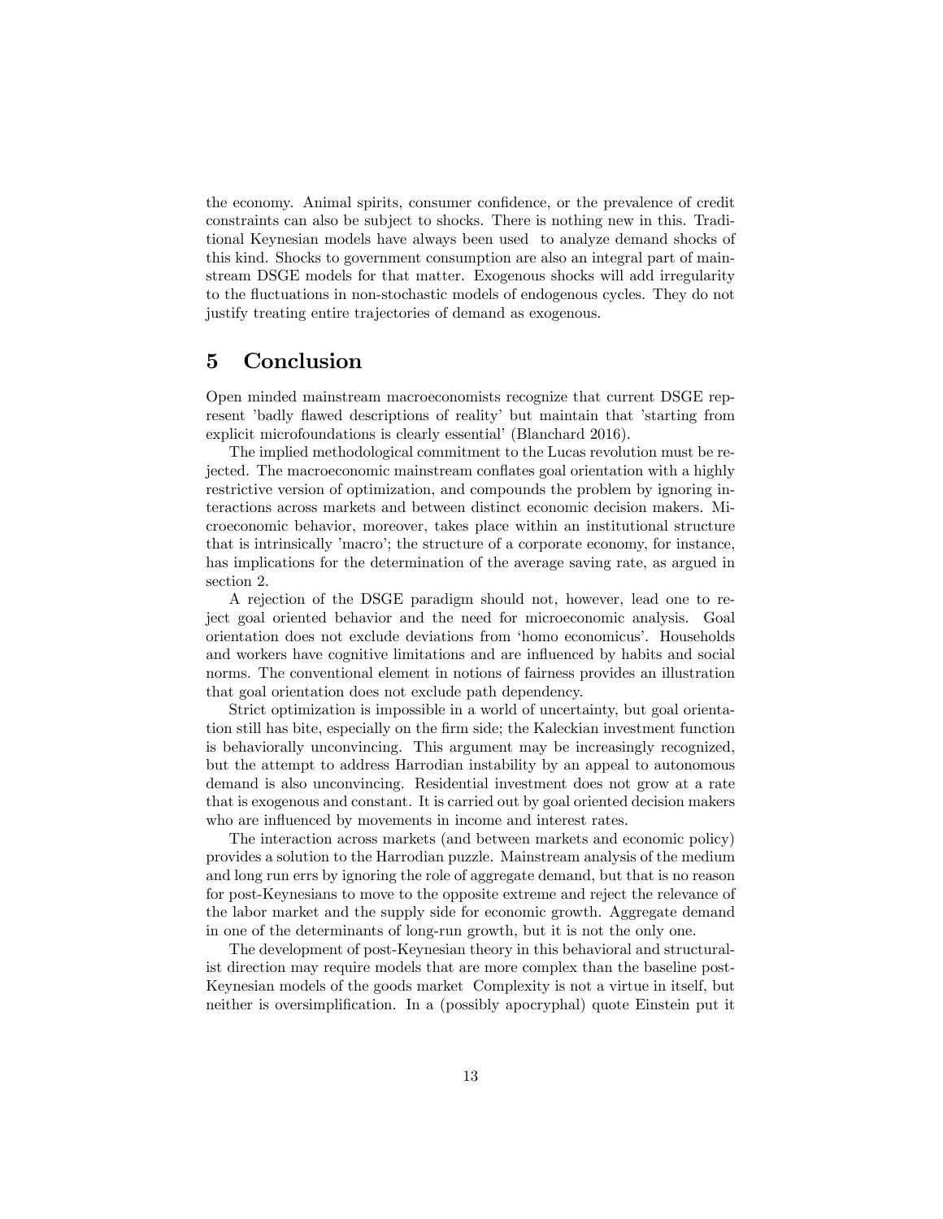the economy. Animal spirits, consumer confidence, or the prevalence of credit constraints can also be subject to shocks. There is nothing new in this. Traditional Keynesian models have always been used to analyze demand shocks of this kind. Shocks to government consumption are also an integral part of mainstream DSGE models for that matter. Exogenous shocks will add irregularity to the fluctuations in non-stochastic models of endogenous cycles. They do not justify treating entire trajectories of demand as exogenous.

## 5 Conclusion

Open minded mainstream macroeconomists recognize that current DSGE represent 'badly flawed descriptions of reality' but maintain that 'starting from explicit microfoundations is clearly essential' (Blanchard 2016).

The implied methodological commitment to the Lucas revolution must be rejected. The macroeconomic mainstream conflates goal orientation with a highly restrictive version of optimization, and compounds the problem by ignoring interactions across markets and between distinct economic decision makers. Microeconomic behavior, moreover, takes place within an institutional structure that is intrinsically 'macro'; the structure of a corporate economy, for instance, has implications for the determination of the average saving rate, as argued in section 2.

A rejection of the DSGE paradigm should not, however, lead one to reject goal oriented behavior and the need for microeconomic analysis. Goal orientation does not exclude deviations from 'homo economicus'. Households and workers have cognitive limitations and are influenced by habits and social norms. The conventional element in notions of fairness provides an illustration that goal orientation does not exclude path dependency.

Strict optimization is impossible in a world of uncertainty, but goal orientation still has bite, especially on the firm side; the Kaleckian investment function is behaviorally unconvincing. This argument may be increasingly recognized, but the attempt to address Harrodian instability by an appeal to autonomous demand is also unconvincing. Residential investment does not grow at a rate that is exogenous and constant. It is carried out by goal oriented decision makers who are influenced by movements in income and interest rates.

The interaction across markets (and between markets and economic policy) provides a solution to the Harrodian puzzle. Mainstream analysis of the medium and long run errs by ignoring the role of aggregate demand, but that is no reason for post-Keynesians to move to the opposite extreme and reject the relevance of the labor market and the supply side for economic growth. Aggregate demand in one of the determinants of long-run growth, but it is not the only one.

The development of post-Keynesian theory in this behavioral and structuralist direction may require models that are more complex than the baseline post-Keynesian models of the goods market Complexity is not a virtue in itself, but neither is oversimplification. In a (possibly apocryphal) quote Einstein put it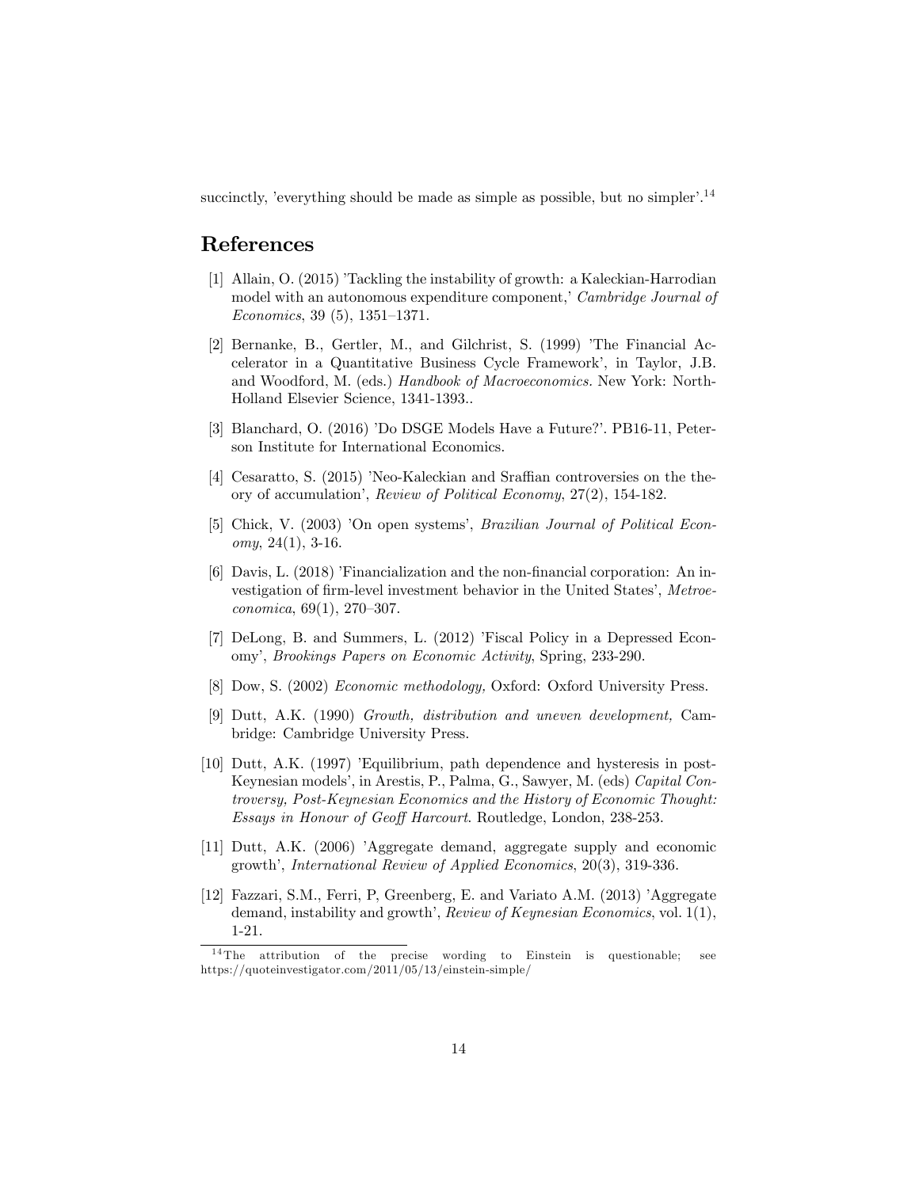succinctly, 'everything should be made as simple as possible, but no simpler'.[14]

## References

[1] Allain, O. (2015) 'Tackling the instability of growth: a Kaleckian-Harrodian model with an autonomous expenditure component,' *Cambridge Journal of Economics*, 39 (5), 1351–1371.

[2] Bernanke, B., Gertler, M., and Gilchrist, S. (1999) 'The Financial Accelerator in a Quantitative Business Cycle Framework', in Taylor, J.B. and Woodford, M. (eds.) *Handbook of Macroeconomics.* New York: North-Holland Elsevier Science, 1341-1393..

[3] Blanchard, O. (2016) 'Do DSGE Models Have a Future?'. PB16-11, Peterson Institute for International Economics.

[4] Cesaratto, S. (2015) 'Neo-Kaleckian and Sraffian controversies on the theory of accumulation', *Review of Political Economy*, 27(2), 154-182.

[5] Chick, V. (2003) 'On open systems', *Brazilian Journal of Political Economy*, 24(1), 3-16.

[6] Davis, L. (2018) 'Financialization and the non-financial corporation: An investigation of firm-level investment behavior in the United States', *Metroeconomica*, 69(1), 270–307.

[7] DeLong, B. and Summers, L. (2012) 'Fiscal Policy in a Depressed Economy', *Brookings Papers on Economic Activity*, Spring, 233-290.

[8] Dow, S. (2002) *Economic methodology,* Oxford: Oxford University Press.

[9] Dutt, A.K. (1990) *Growth, distribution and uneven development,* Cambridge: Cambridge University Press.

[10] Dutt, A.K. (1997) 'Equilibrium, path dependence and hysteresis in post-Keynesian models', in Arestis, P., Palma, G., Sawyer, M. (eds) *Capital Controversy, Post-Keynesian Economics and the History of Economic Thought: Essays in Honour of Geoff Harcourt*. Routledge, London, 238-253.

[11] Dutt, A.K. (2006) 'Aggregate demand, aggregate supply and economic growth', *International Review of Applied Economics*, 20(3), 319-336.

[12] Fazzari, S.M., Ferri, P, Greenberg, E. and Variato A.M. (2013) 'Aggregate demand, instability and growth', *Review of Keynesian Economics*, vol. 1(1), 1-21.

[14] The attribution of the precise wording to Einstein is questionable; see https://quoteinvestigator.com/2011/05/13/einstein-simple/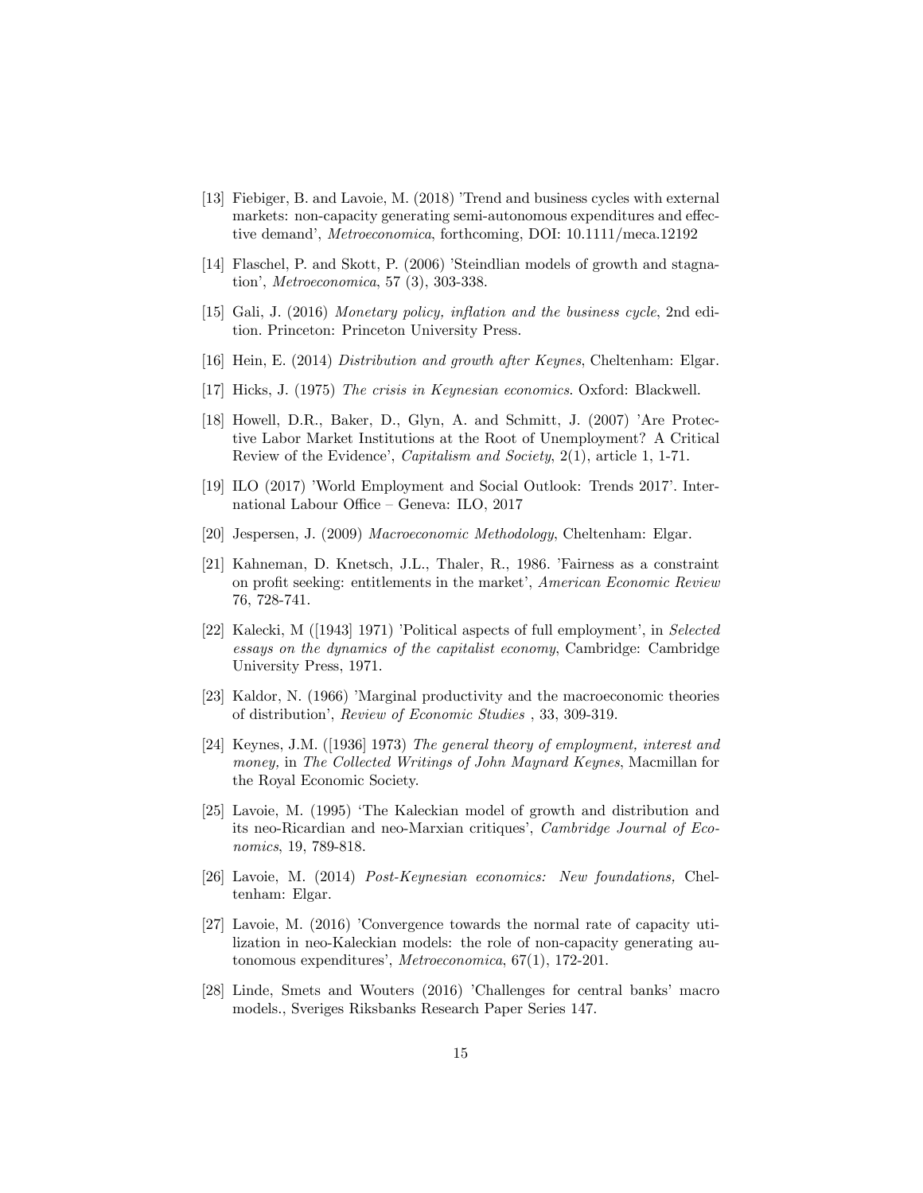[13] Fiebiger, B. and Lavoie, M. (2018) 'Trend and business cycles with external markets: non-capacity generating semi-autonomous expenditures and effective demand', *Metroeconomica*, forthcoming, DOI: 10.1111/meca.12192

[14] Flaschel, P. and Skott, P. (2006) 'Steindlian models of growth and stagnation', *Metroeconomica*, 57 (3), 303-338.

[15] Gali, J. (2016) *Monetary policy, inflation and the business cycle*, 2nd edition. Princeton: Princeton University Press.

[16] Hein, E. (2014) *Distribution and growth after Keynes*, Cheltenham: Elgar.

[17] Hicks, J. (1975) *The crisis in Keynesian economics*. Oxford: Blackwell.

[18] Howell, D.R., Baker, D., Glyn, A. and Schmitt, J. (2007) 'Are Protective Labor Market Institutions at the Root of Unemployment? A Critical Review of the Evidence', *Capitalism and Society*, 2(1), article 1, 1-71.

[19] ILO (2017) 'World Employment and Social Outlook: Trends 2017'. International Labour Office – Geneva: ILO, 2017

[20] Jespersen, J. (2009) *Macroeconomic Methodology*, Cheltenham: Elgar.

[21] Kahneman, D. Knetsch, J.L., Thaler, R., 1986. 'Fairness as a constraint on profit seeking: entitlements in the market', *American Economic Review* 76, 728-741.

[22] Kalecki, M ([1943] 1971) 'Political aspects of full employment', in *Selected essays on the dynamics of the capitalist economy*, Cambridge: Cambridge University Press, 1971.

[23] Kaldor, N. (1966) 'Marginal productivity and the macroeconomic theories of distribution', *Review of Economic Studies* , 33, 309-319.

[24] Keynes, J.M. ([1936] 1973) *The general theory of employment, interest and money,* in *The Collected Writings of John Maynard Keynes*, Macmillan for the Royal Economic Society.

[25] Lavoie, M. (1995) 'The Kaleckian model of growth and distribution and its neo-Ricardian and neo-Marxian critiques', *Cambridge Journal of Economics*, 19, 789-818.

[26] Lavoie, M. (2014) *Post-Keynesian economics: New foundations,* Cheltenham: Elgar.

[27] Lavoie, M. (2016) 'Convergence towards the normal rate of capacity utilization in neo-Kaleckian models: the role of non-capacity generating autonomous expenditures', *Metroeconomica*, 67(1), 172-201.

[28] Linde, Smets and Wouters (2016) 'Challenges for central banks' macro models., Sveriges Riksbanks Research Paper Series 147.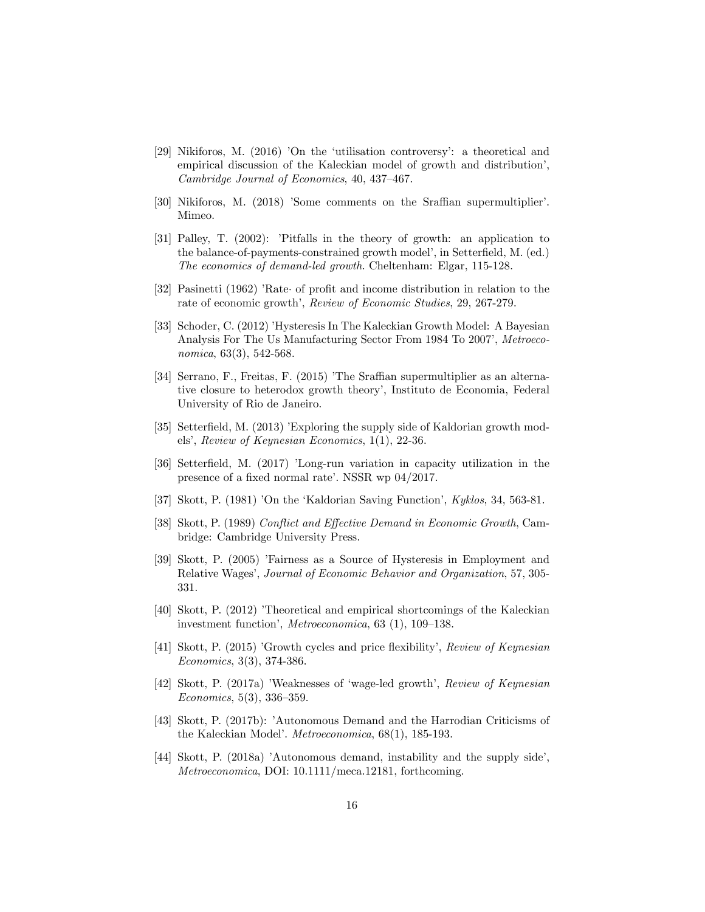[29] Nikiforos, M. (2016) 'On the 'utilisation controversy': a theoretical and empirical discussion of the Kaleckian model of growth and distribution', *Cambridge Journal of Economics*, 40, 437–467.

[30] Nikiforos, M. (2018) 'Some comments on the Sraffian supermultiplier'. Mimeo.

[31] Palley, T. (2002): 'Pitfalls in the theory of growth: an application to the balance-of-payments-constrained growth model', in Setterfield, M. (ed.) *The economics of demand-led growth*. Cheltenham: Elgar, 115-128.

[32] Pasinetti (1962) 'Rate· of profit and income distribution in relation to the rate of economic growth', *Review of Economic Studies*, 29, 267-279.

[33] Schoder, C. (2012) 'Hysteresis In The Kaleckian Growth Model: A Bayesian Analysis For The Us Manufacturing Sector From 1984 To 2007', *Metroeconomica*, 63(3), 542-568.

[34] Serrano, F., Freitas, F. (2015) 'The Sraffian supermultiplier as an alternative closure to heterodox growth theory', Instituto de Economia, Federal University of Rio de Janeiro.

[35] Setterfield, M. (2013) 'Exploring the supply side of Kaldorian growth models', *Review of Keynesian Economics*, 1(1), 22-36.

[36] Setterfield, M. (2017) 'Long-run variation in capacity utilization in the presence of a fixed normal rate'. NSSR wp 04/2017.

[37] Skott, P. (1981) 'On the 'Kaldorian Saving Function', *Kyklos*, 34, 563-81.

[38] Skott, P. (1989) *Conflict and Effective Demand in Economic Growth*, Cambridge: Cambridge University Press.

[39] Skott, P. (2005) 'Fairness as a Source of Hysteresis in Employment and Relative Wages', *Journal of Economic Behavior and Organization*, 57, 305-331.

[40] Skott, P. (2012) 'Theoretical and empirical shortcomings of the Kaleckian investment function', *Metroeconomica*, 63 (1), 109–138.

[41] Skott, P. (2015) 'Growth cycles and price flexibility', *Review of Keynesian Economics*, 3(3), 374-386.

[42] Skott, P. (2017a) 'Weaknesses of 'wage-led growth', *Review of Keynesian Economics*, 5(3), 336–359.

[43] Skott, P. (2017b): 'Autonomous Demand and the Harrodian Criticisms of the Kaleckian Model'. *Metroeconomica*, 68(1), 185-193.

[44] Skott, P. (2018a) 'Autonomous demand, instability and the supply side', *Metroeconomica*, DOI: 10.1111/meca.12181, forthcoming.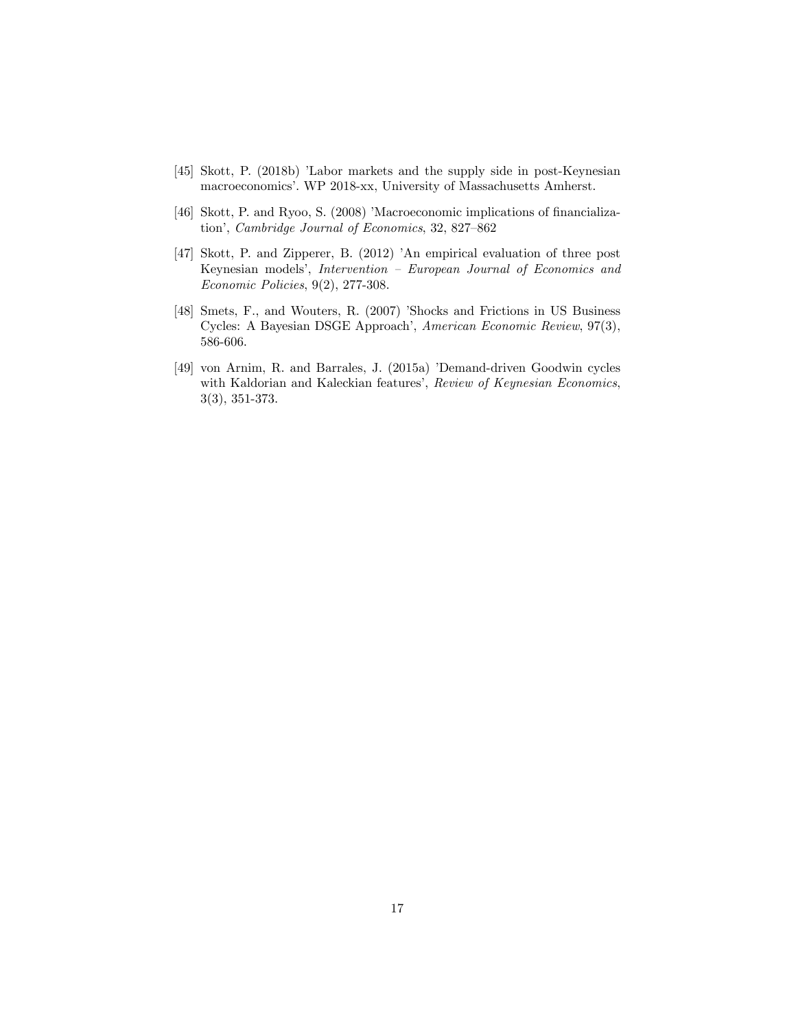[45] Skott, P. (2018b) 'Labor markets and the supply side in post-Keynesian macroeconomics'. WP 2018-xx, University of Massachusetts Amherst.

[46] Skott, P. and Ryoo, S. (2008) 'Macroeconomic implications of financialization', *Cambridge Journal of Economics*, 32, 827–862

[47] Skott, P. and Zipperer, B. (2012) 'An empirical evaluation of three post Keynesian models', *Intervention – European Journal of Economics and Economic Policies*, 9(2), 277-308.

[48] Smets, F., and Wouters, R. (2007) 'Shocks and Frictions in US Business Cycles: A Bayesian DSGE Approach', *American Economic Review*, 97(3), 586-606.

[49] von Arnim, R. and Barrales, J. (2015a) 'Demand-driven Goodwin cycles with Kaldorian and Kaleckian features', *Review of Keynesian Economics*, 3(3), 351-373.